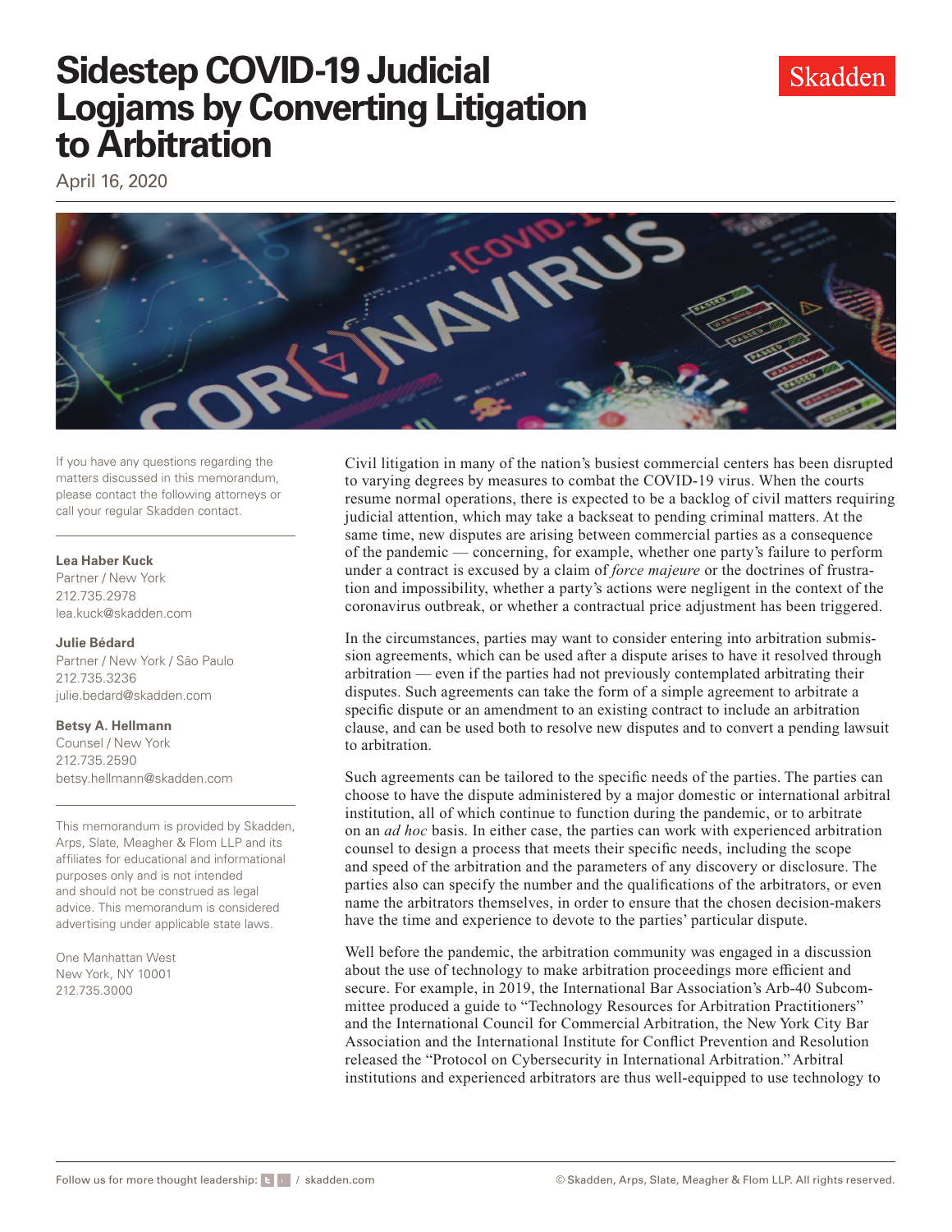# Sidestep COVID-19 Judicial Logjams by Converting Litigation to Arbitration

Skadden

April 16, 2020

If you have any questions regarding the matters discussed in this memorandum, please contact the following attorneys or call your regular Skadden contact.

**Lea Haber Kuck**
Partner / New York
212.735.2978
lea.kuck@skadden.com

**Julie Bédard**
Partner / New York / São Paulo
212.735.3236
julie.bedard@skadden.com

**Betsy A. Hellmann**
Counsel / New York
212.735.2590
betsy.hellmann@skadden.com

This memorandum is provided by Skadden, Arps, Slate, Meagher & Flom LLP and its affiliates for educational and informational purposes only and is not intended and should not be construed as legal advice. This memorandum is considered advertising under applicable state laws.

One Manhattan West
New York, NY 10001
212.735.3000

Civil litigation in many of the nation's busiest commercial centers has been disrupted to varying degrees by measures to combat the COVID-19 virus. When the courts resume normal operations, there is expected to be a backlog of civil matters requiring judicial attention, which may take a backseat to pending criminal matters. At the same time, new disputes are arising between commercial parties as a consequence of the pandemic — concerning, for example, whether one party's failure to perform under a contract is excused by a claim of *force majeure* or the doctrines of frustration and impossibility, whether a party's actions were negligent in the context of the coronavirus outbreak, or whether a contractual price adjustment has been triggered.

In the circumstances, parties may want to consider entering into arbitration submission agreements, which can be used after a dispute arises to have it resolved through arbitration — even if the parties had not previously contemplated arbitrating their disputes. Such agreements can take the form of a simple agreement to arbitrate a specific dispute or an amendment to an existing contract to include an arbitration clause, and can be used both to resolve new disputes and to convert a pending lawsuit to arbitration.

Such agreements can be tailored to the specific needs of the parties. The parties can choose to have the dispute administered by a major domestic or international arbitral institution, all of which continue to function during the pandemic, or to arbitrate on an *ad hoc* basis. In either case, the parties can work with experienced arbitration counsel to design a process that meets their specific needs, including the scope and speed of the arbitration and the parameters of any discovery or disclosure. The parties also can specify the number and the qualifications of the arbitrators, or even name the arbitrators themselves, in order to ensure that the chosen decision-makers have the time and experience to devote to the parties' particular dispute.

Well before the pandemic, the arbitration community was engaged in a discussion about the use of technology to make arbitration proceedings more efficient and secure. For example, in 2019, the International Bar Association's Arb-40 Subcommittee produced a guide to "Technology Resources for Arbitration Practitioners" and the International Council for Commercial Arbitration, the New York City Bar Association and the International Institute for Conflict Prevention and Resolution released the "Protocol on Cybersecurity in International Arbitration." Arbitral institutions and experienced arbitrators are thus well-equipped to use technology to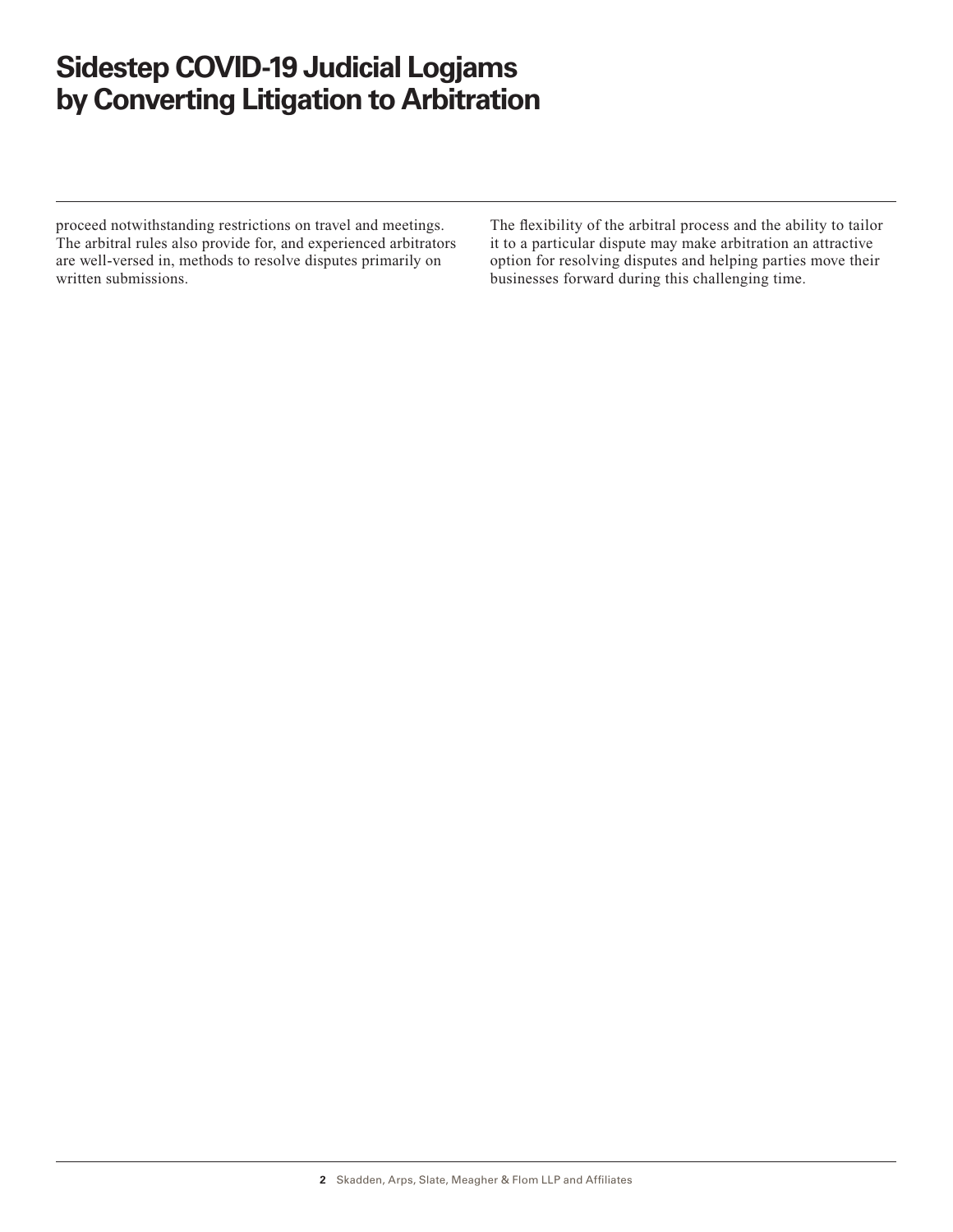proceed notwithstanding restrictions on travel and meetings. The arbitral rules also provide for, and experienced arbitrators are well-versed in, methods to resolve disputes primarily on written submissions.

The flexibility of the arbitral process and the ability to tailor it to a particular dispute may make arbitration an attractive option for resolving disputes and helping parties move their businesses forward during this challenging time.